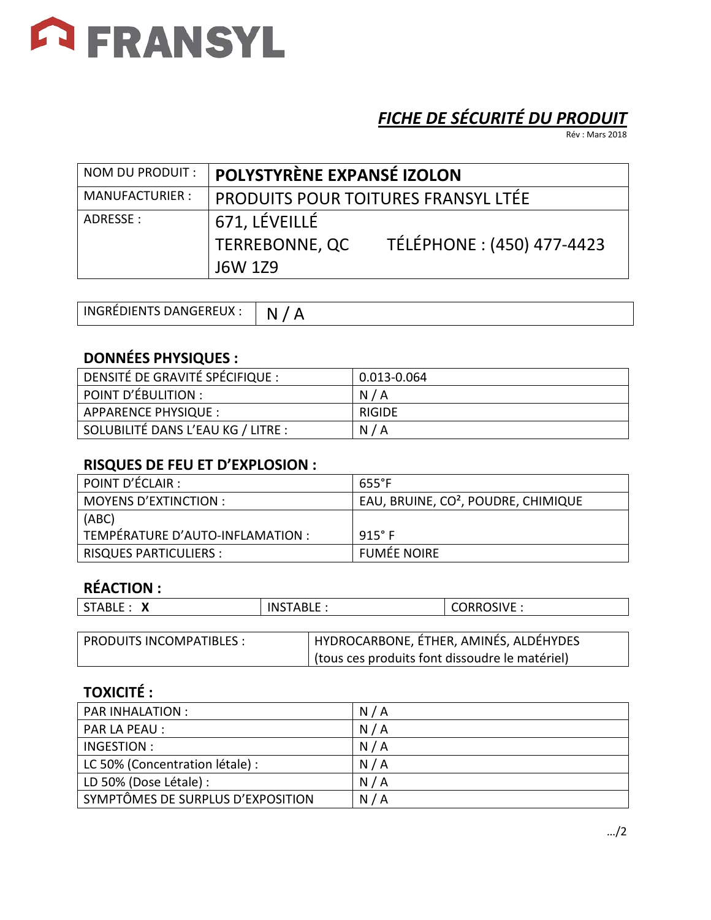# FRANSYL

## *FICHE DE SÉCURITÉ DU PRODUIT*

Rév : Mars 2018

| NOM DU PRODUIT : | **POLYSTYRÈNE EXPANSÉ IZOLON** |
|---|---|
| MANUFACTURIER : | PRODUITS POUR TOITURES FRANSYL LTÉE |
| ADRESSE : | 671, LÉVEILLÉ<br>TERREBONNE, QC TÉLÉPHONE : (450) 477-4423<br>J6W 1Z9 |

| INGRÉDIENTS DANGEREUX : | N / A |
|---|---|

### DONNÉES PHYSIQUES :

| DENSITÉ DE GRAVITÉ SPÉCIFIQUE : | 0.013-0.064 |
|---|---|
| POINT D'ÉBULITION : | N / A |
| APPARENCE PHYSIQUE : | RIGIDE |
| SOLUBILITÉ DANS L'EAU KG / LITRE : | N / A |

### RISQUES DE FEU ET D'EXPLOSION :

| POINT D'ÉCLAIR : | 655°F |
|---|---|
| MOYENS D'EXTINCTION : | EAU, BRUINE, $CO^2$, POUDRE, CHIMIQUE |
| (ABC)<br>TEMPÉRATURE D'AUTO-INFLAMATION : | 915° F |
| RISQUES PARTICULIERS : | FUMÉE NOIRE |

### RÉACTION :

| STABLE : **X** | INSTABLE : | CORROSIVE : |
|---|---|---|

| PRODUITS INCOMPATIBLES : | HYDROCARBONE, ÉTHER, AMINÉS, ALDÉHYDES (tous ces produits font dissoudre le matériel) |
|---|---|

### TOXICITÉ :

| PAR INHALATION : | N / A |
|---|---|
| PAR LA PEAU : | N / A |
| INGESTION : | N / A |
| LC 50% (Concentration létale) : | N / A |
| LD 50% (Dose Létale) : | N / A |
| SYMPTÔMES DE SURPLUS D'EXPOSITION | N / A |

…/2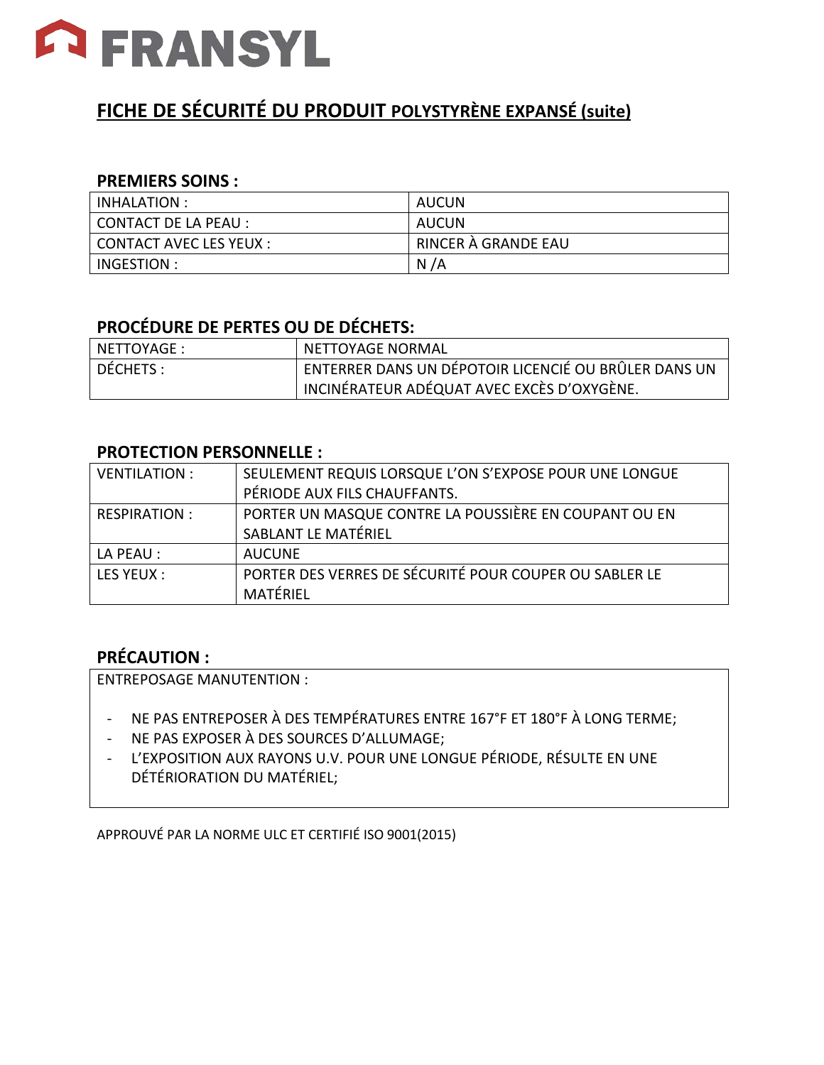FRANSYL

# FICHE DE SÉCURITÉ DU PRODUIT POLYSTYRÈNE EXPANSÉ (suite)

## PREMIERS SOINS :

| | |
|---|---|
| INHALATION : | AUCUN |
| CONTACT DE LA PEAU : | AUCUN |
| CONTACT AVEC LES YEUX : | RINCER À GRANDE EAU |
| INGESTION : | N /A |

## PROCÉDURE DE PERTES OU DE DÉCHETS:

| | |
|---|---|
| NETTOYAGE : | NETTOYAGE NORMAL |
| DÉCHETS : | ENTERRER DANS UN DÉPOTOIR LICENCIÉ OU BRÛLER DANS UN INCINÉRATEUR ADÉQUAT AVEC EXCÈS D'OXYGÈNE. |

## PROTECTION PERSONNELLE :

| | |
|---|---|
| VENTILATION : | SEULEMENT REQUIS LORSQUE L'ON S'EXPOSE POUR UNE LONGUE PÉRIODE AUX FILS CHAUFFANTS. |
| RESPIRATION : | PORTER UN MASQUE CONTRE LA POUSSIÈRE EN COUPANT OU EN SABLANT LE MATÉRIEL |
| LA PEAU : | AUCUNE |
| LES YEUX : | PORTER DES VERRES DE SÉCURITÉ POUR COUPER OU SABLER LE MATÉRIEL |

## PRÉCAUTION :

ENTREPOSAGE MANUTENTION :

- NE PAS ENTREPOSER À DES TEMPÉRATURES ENTRE 167°F ET 180°F À LONG TERME;
- NE PAS EXPOSER À DES SOURCES D'ALLUMAGE;
- L'EXPOSITION AUX RAYONS U.V. POUR UNE LONGUE PÉRIODE, RÉSULTE EN UNE DÉTÉRIORATION DU MATÉRIEL;

APPROUVÉ PAR LA NORME ULC ET CERTIFIÉ ISO 9001(2015)